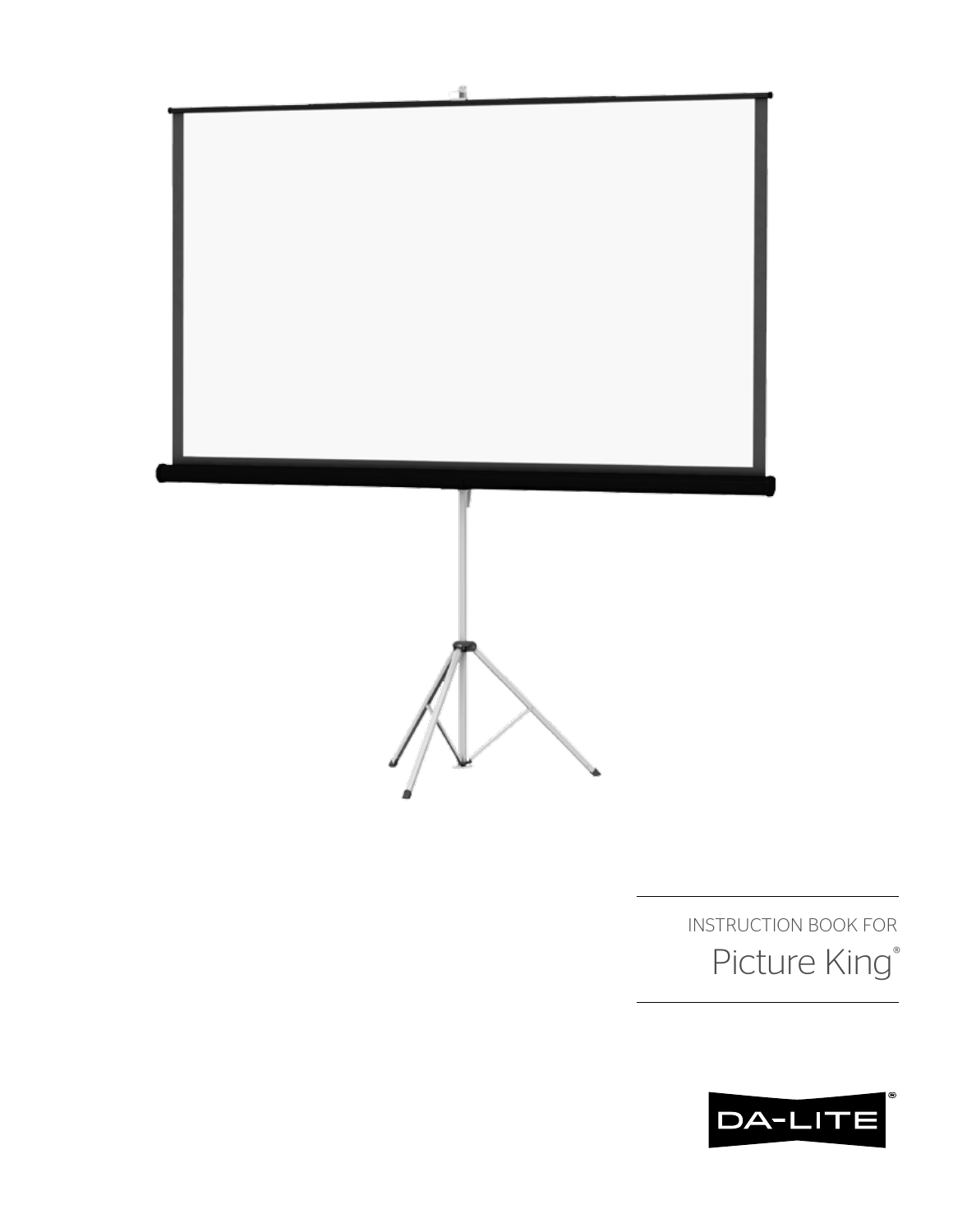INSTRUCTION BOOK FOR

# Picture King®

DA-LITE®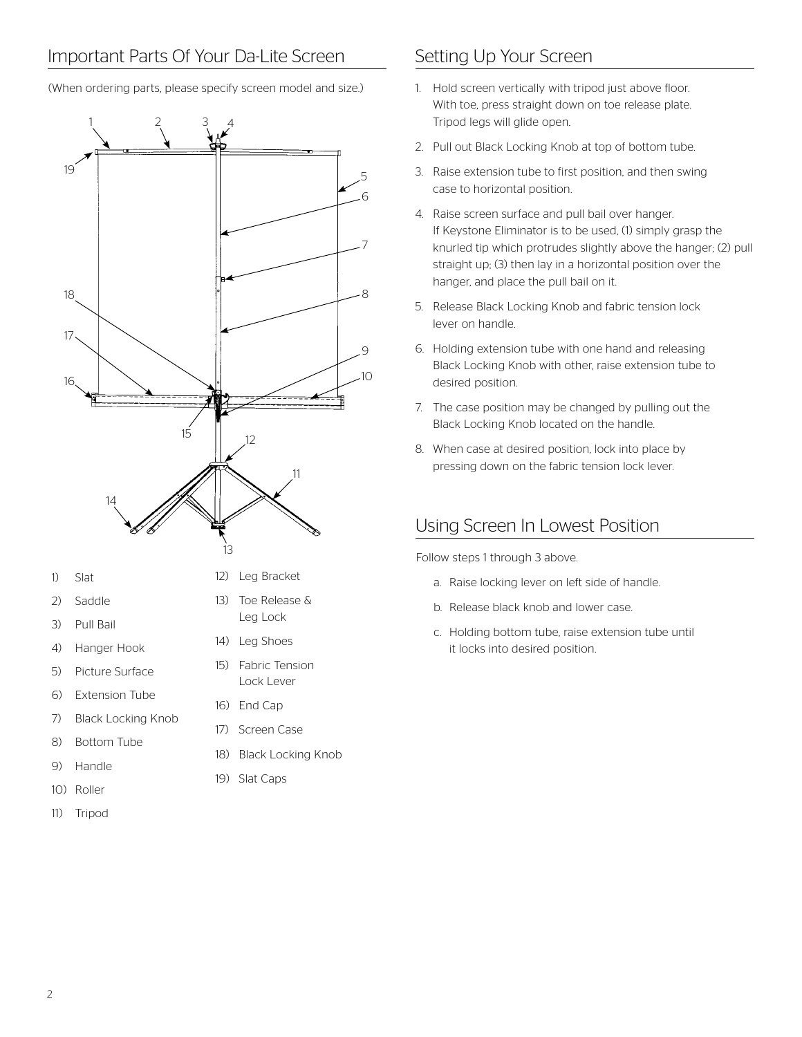## Important Parts Of Your Da-Lite Screen

(When ordering parts, please specify screen model and size.)

1) Slat
2) Saddle
3) Pull Bail
4) Hanger Hook
5) Picture Surface
6) Extension Tube
7) Black Locking Knob
8) Bottom Tube
9) Handle
10) Roller
11) Tripod
12) Leg Bracket
13) Toe Release & Leg Lock
14) Leg Shoes
15) Fabric Tension Lock Lever
16) End Cap
17) Screen Case
18) Black Locking Knob
19) Slat Caps

## Setting Up Your Screen

1. Hold screen vertically with tripod just above floor. With toe, press straight down on toe release plate. Tripod legs will glide open.
2. Pull out Black Locking Knob at top of bottom tube.
3. Raise extension tube to first position, and then swing case to horizontal position.
4. Raise screen surface and pull bail over hanger. If Keystone Eliminator is to be used, (1) simply grasp the knurled tip which protrudes slightly above the hanger; (2) pull straight up; (3) then lay in a horizontal position over the hanger, and place the pull bail on it.
5. Release Black Locking Knob and fabric tension lock lever on handle.
6. Holding extension tube with one hand and releasing Black Locking Knob with other, raise extension tube to desired position.
7. The case position may be changed by pulling out the Black Locking Knob located on the handle.
8. When case at desired position, lock into place by pressing down on the fabric tension lock lever.

## Using Screen In Lowest Position

Follow steps 1 through 3 above.

a. Raise locking lever on left side of handle.
b. Release black knob and lower case.
c. Holding bottom tube, raise extension tube until it locks into desired position.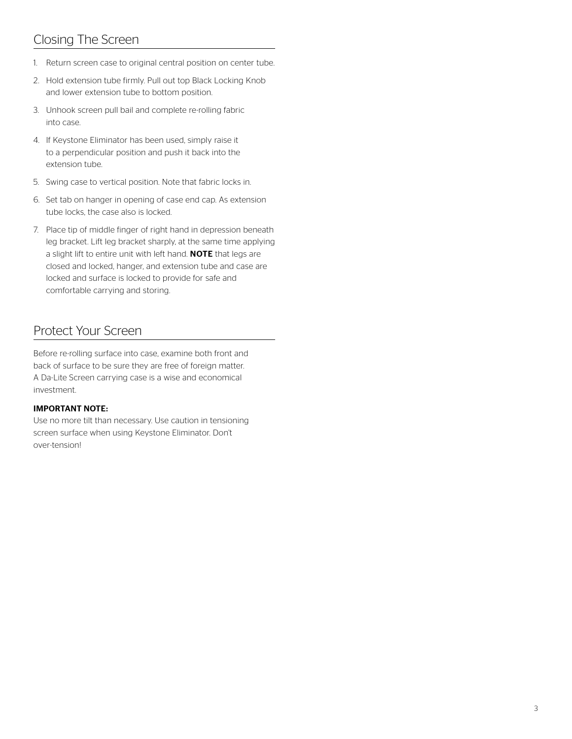## Closing The Screen

1. Return screen case to original central position on center tube.
2. Hold extension tube firmly. Pull out top Black Locking Knob and lower extension tube to bottom position.
3. Unhook screen pull bail and complete re-rolling fabric into case.
4. If Keystone Eliminator has been used, simply raise it to a perpendicular position and push it back into the extension tube.
5. Swing case to vertical position. Note that fabric locks in.
6. Set tab on hanger in opening of case end cap. As extension tube locks, the case also is locked.
7. Place tip of middle finger of right hand in depression beneath leg bracket. Lift leg bracket sharply, at the same time applying a slight lift to entire unit with left hand. **NOTE** that legs are closed and locked, hanger, and extension tube and case are locked and surface is locked to provide for safe and comfortable carrying and storing.

## Protect Your Screen

Before re-rolling surface into case, examine both front and back of surface to be sure they are free of foreign matter. A Da-Lite Screen carrying case is a wise and economical investment.

**IMPORTANT NOTE:**
Use no more tilt than necessary. Use caution in tensioning screen surface when using Keystone Eliminator. Don't over-tension!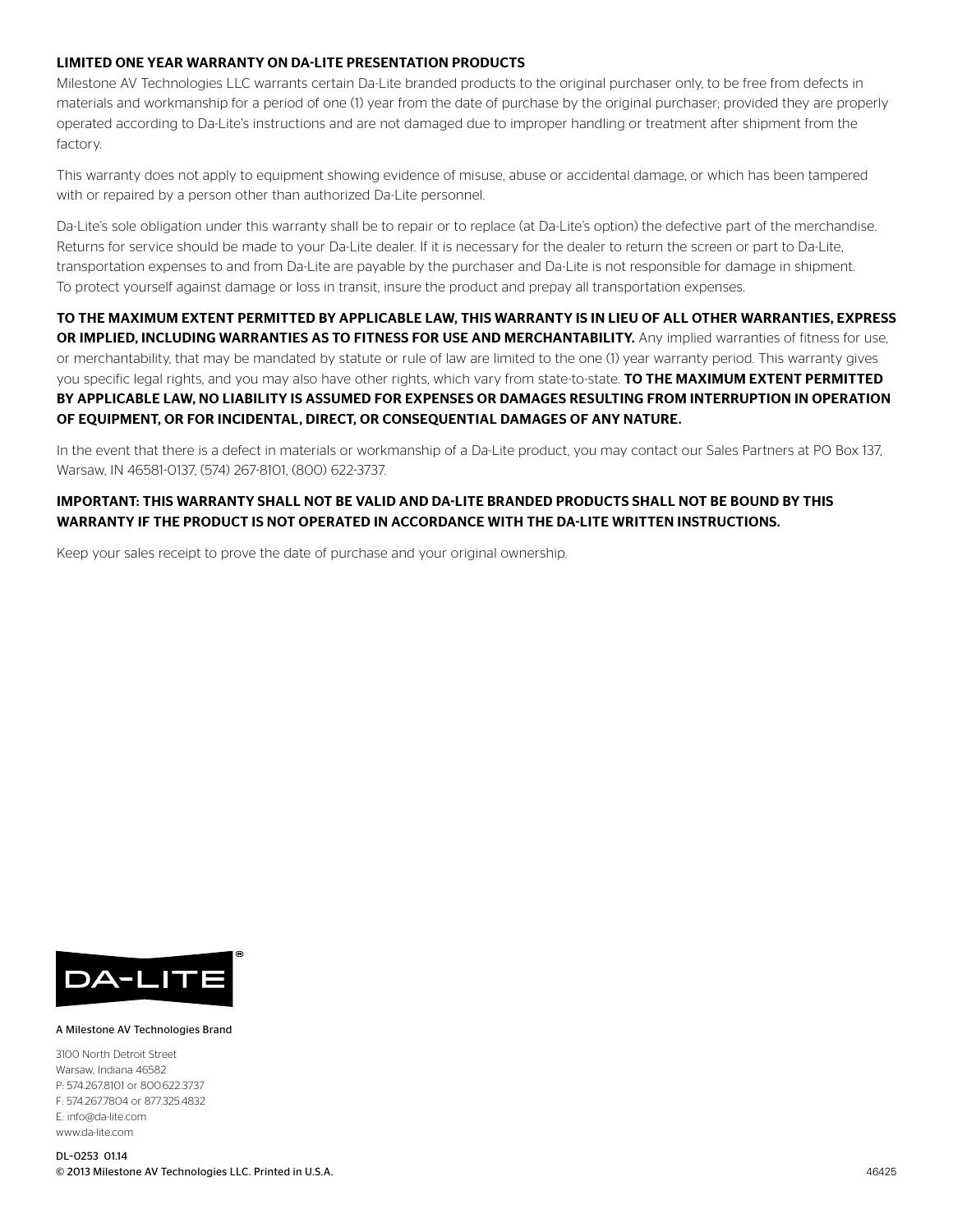## LIMITED ONE YEAR WARRANTY ON DA-LITE PRESENTATION PRODUCTS

Milestone AV Technologies LLC warrants certain Da-Lite branded products to the original purchaser only, to be free from defects in materials and workmanship for a period of one (1) year from the date of purchase by the original purchaser; provided they are properly operated according to Da-Lite's instructions and are not damaged due to improper handling or treatment after shipment from the factory.

This warranty does not apply to equipment showing evidence of misuse, abuse or accidental damage, or which has been tampered with or repaired by a person other than authorized Da-Lite personnel.

Da-Lite's sole obligation under this warranty shall be to repair or to replace (at Da-Lite's option) the defective part of the merchandise. Returns for service should be made to your Da-Lite dealer. If it is necessary for the dealer to return the screen or part to Da-Lite, transportation expenses to and from Da-Lite are payable by the purchaser and Da-Lite is not responsible for damage in shipment. To protect yourself against damage or loss in transit, insure the product and prepay all transportation expenses.

**TO THE MAXIMUM EXTENT PERMITTED BY APPLICABLE LAW, THIS WARRANTY IS IN LIEU OF ALL OTHER WARRANTIES, EXPRESS OR IMPLIED, INCLUDING WARRANTIES AS TO FITNESS FOR USE AND MERCHANTABILITY.** Any implied warranties of fitness for use, or merchantability, that may be mandated by statute or rule of law are limited to the one (1) year warranty period. This warranty gives you specific legal rights, and you may also have other rights, which vary from state-to-state. **TO THE MAXIMUM EXTENT PERMITTED BY APPLICABLE LAW, NO LIABILITY IS ASSUMED FOR EXPENSES OR DAMAGES RESULTING FROM INTERRUPTION IN OPERATION OF EQUIPMENT, OR FOR INCIDENTAL, DIRECT, OR CONSEQUENTIAL DAMAGES OF ANY NATURE.**

In the event that there is a defect in materials or workmanship of a Da-Lite product, you may contact our Sales Partners at PO Box 137, Warsaw, IN 46581-0137, (574) 267-8101, (800) 622-3737.

**IMPORTANT: THIS WARRANTY SHALL NOT BE VALID AND DA-LITE BRANDED PRODUCTS SHALL NOT BE BOUND BY THIS WARRANTY IF THE PRODUCT IS NOT OPERATED IN ACCORDANCE WITH THE DA-LITE WRITTEN INSTRUCTIONS.**

Keep your sales receipt to prove the date of purchase and your original ownership.

DA-LITE®

A Milestone AV Technologies Brand

3100 North Detroit Street
Warsaw, Indiana 46582
P: 574.267.8101 or 800.622.3737
F: 574.267.7804 or 877.325.4832
E: info@da-lite.com
www.da-lite.com

DL–0253 01.14
© 2013 Milestone AV Technologies LLC. Printed in U.S.A.

46425